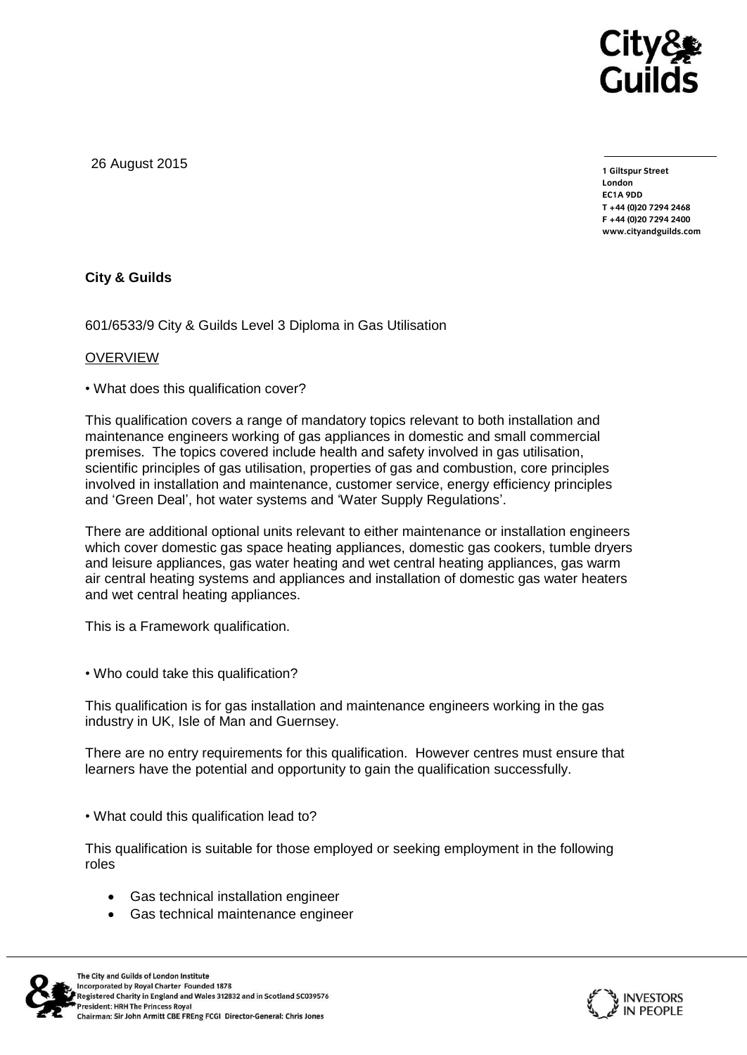26 August 2015

1 Giltspur Street
London
EC1A 9DD
T +44 (0)20 7294 2468
F +44 (0)20 7294 2400
www.cityandguilds.com

**City & Guilds**

601/6533/9 City & Guilds Level 3 Diploma in Gas Utilisation

OVERVIEW

• What does this qualification cover?

This qualification covers a range of mandatory topics relevant to both installation and maintenance engineers working of gas appliances in domestic and small commercial premises. The topics covered include health and safety involved in gas utilisation, scientific principles of gas utilisation, properties of gas and combustion, core principles involved in installation and maintenance, customer service, energy efficiency principles and 'Green Deal', hot water systems and 'Water Supply Regulations'.

There are additional optional units relevant to either maintenance or installation engineers which cover domestic gas space heating appliances, domestic gas cookers, tumble dryers and leisure appliances, gas water heating and wet central heating appliances, gas warm air central heating systems and appliances and installation of domestic gas water heaters and wet central heating appliances.

This is a Framework qualification.

• Who could take this qualification?

This qualification is for gas installation and maintenance engineers working in the gas industry in UK, Isle of Man and Guernsey.

There are no entry requirements for this qualification. However centres must ensure that learners have the potential and opportunity to gain the qualification successfully.

• What could this qualification lead to?

This qualification is suitable for those employed or seeking employment in the following roles

- Gas technical installation engineer
- Gas technical maintenance engineer

The City and Guilds of London Institute
Incorporated by Royal Charter Founded 1878
Registered Charity in England and Wales 312832 and in Scotland SC039576
President: HRH The Princess Royal
Chairman: Sir John Armitt CBE FREng FCGI Director-General: Chris Jones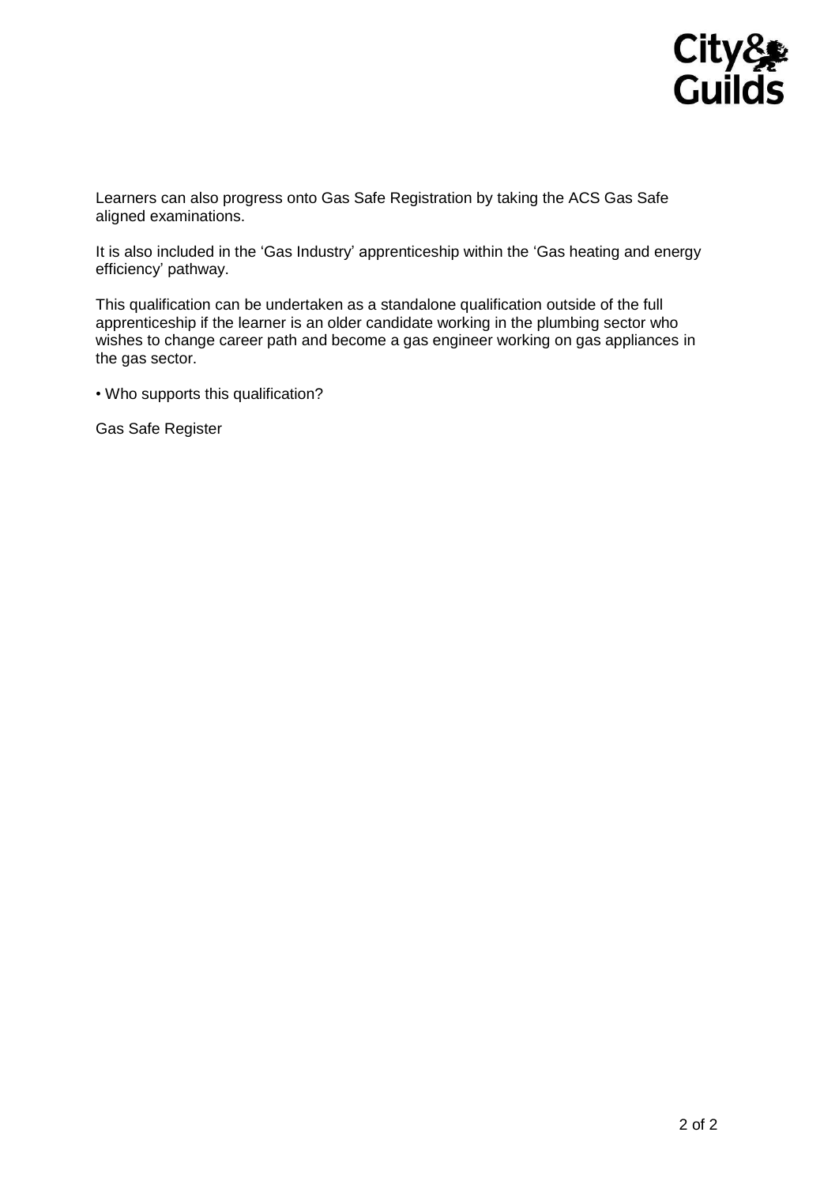Learners can also progress onto Gas Safe Registration by taking the ACS Gas Safe aligned examinations.

It is also included in the 'Gas Industry' apprenticeship within the 'Gas heating and energy efficiency' pathway.

This qualification can be undertaken as a standalone qualification outside of the full apprenticeship if the learner is an older candidate working in the plumbing sector who wishes to change career path and become a gas engineer working on gas appliances in the gas sector.

- Who supports this qualification?

Gas Safe Register